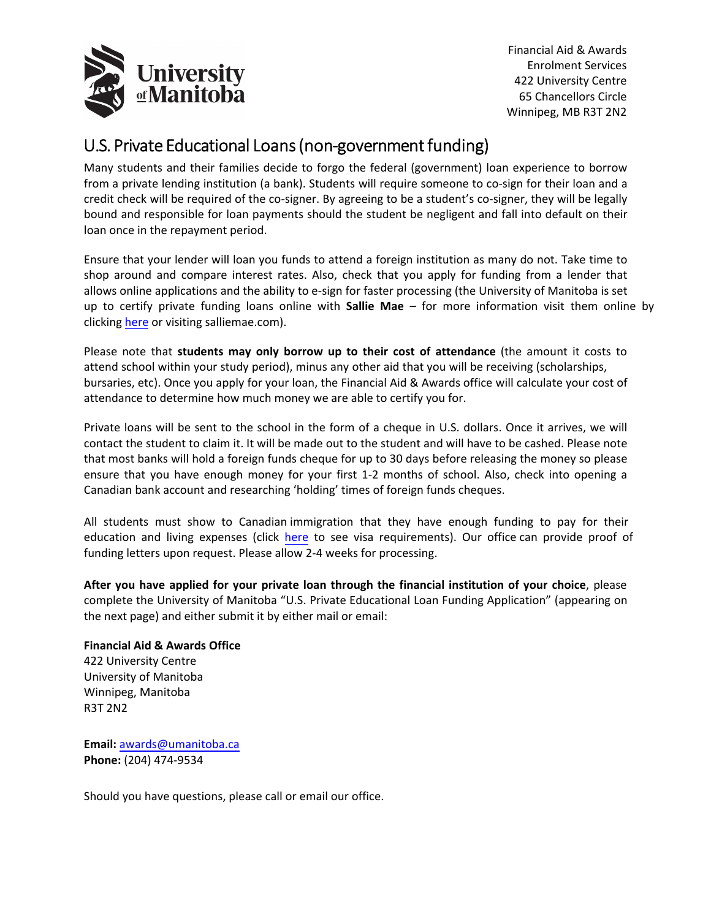University of Manitoba

Financial Aid & Awards
Enrolment Services
422 University Centre
65 Chancellors Circle
Winnipeg, MB R3T 2N2

# U.S. Private Educational Loans (non-government funding)

Many students and their families decide to forgo the federal (government) loan experience to borrow from a private lending institution (a bank). Students will require someone to co-sign for their loan and a credit check will be required of the co-signer. By agreeing to be a student's co-signer, they will be legally bound and responsible for loan payments should the student be negligent and fall into default on their loan once in the repayment period.

Ensure that your lender will loan you funds to attend a foreign institution as many do not. Take time to shop around and compare interest rates. Also, check that you apply for funding from a lender that allows online applications and the ability to e-sign for faster processing (the University of Manitoba is set up to certify private funding loans online with **Sallie Mae** – for more information visit them online by clicking here or visiting salliemae.com).

Please note that **students may only borrow up to their cost of attendance** (the amount it costs to attend school within your study period), minus any other aid that you will be receiving (scholarships, bursaries, etc). Once you apply for your loan, the Financial Aid & Awards office will calculate your cost of attendance to determine how much money we are able to certify you for.

Private loans will be sent to the school in the form of a cheque in U.S. dollars. Once it arrives, we will contact the student to claim it. It will be made out to the student and will have to be cashed. Please note that most banks will hold a foreign funds cheque for up to 30 days before releasing the money so please ensure that you have enough money for your first 1-2 months of school. Also, check into opening a Canadian bank account and researching 'holding' times of foreign funds cheques.

All students must show to Canadian immigration that they have enough funding to pay for their education and living expenses (click here to see visa requirements). Our office can provide proof of funding letters upon request. Please allow 2-4 weeks for processing.

**After you have applied for your private loan through the financial institution of your choice**, please complete the University of Manitoba "U.S. Private Educational Loan Funding Application" (appearing on the next page) and either submit it by either mail or email:

**Financial Aid & Awards Office**
422 University Centre
University of Manitoba
Winnipeg, Manitoba
R3T 2N2

**Email:** awards@umanitoba.ca
**Phone:** (204) 474-9534

Should you have questions, please call or email our office.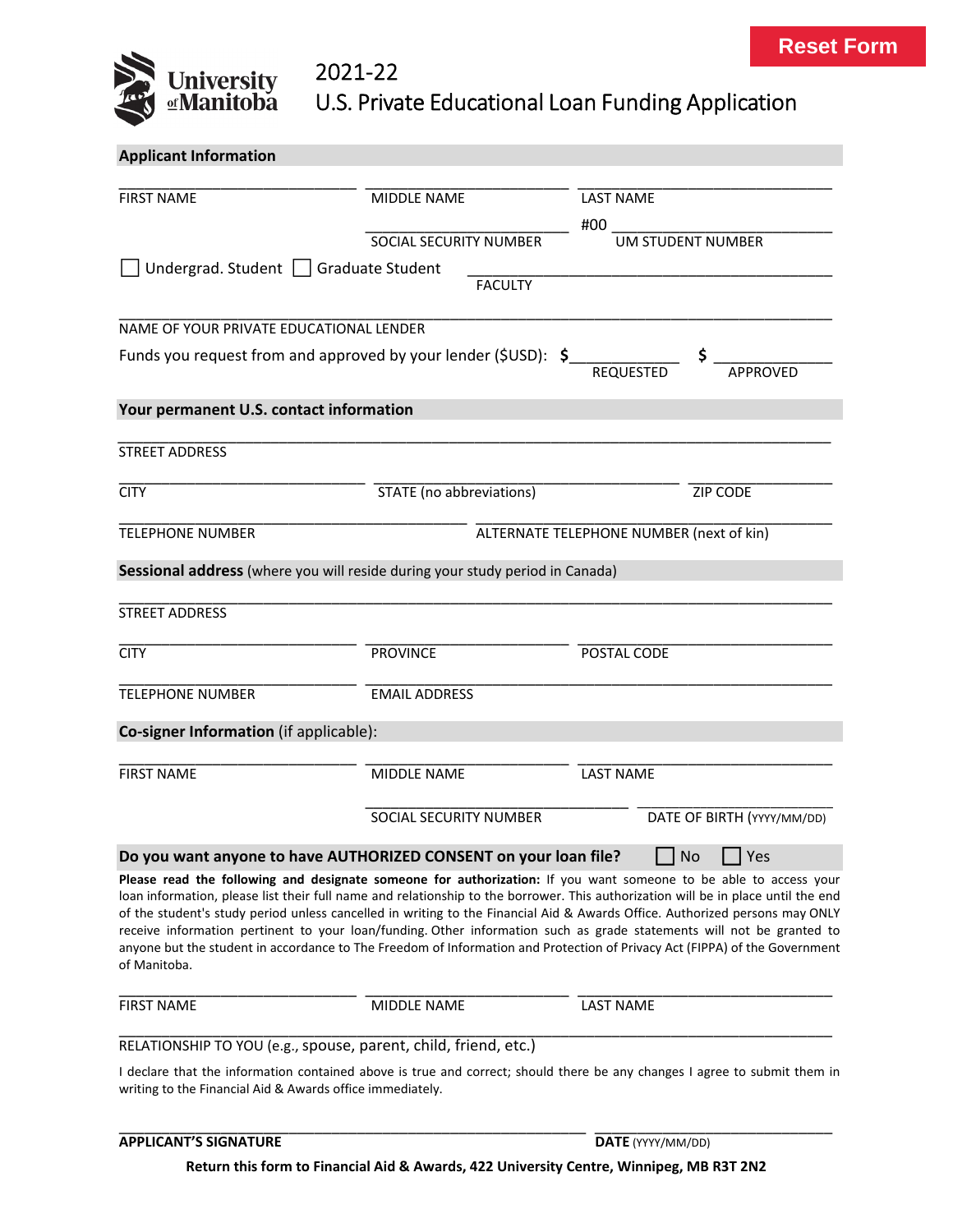Reset Form

University of Manitoba

# 2021-22
# U.S. Private Educational Loan Funding Application

## Applicant Information

FIRST NAME ______ MIDDLE NAME ______ LAST NAME ______

SOCIAL SECURITY NUMBER ______ #00 ______ UM STUDENT NUMBER

☐ Undergrad. Student ☐ Graduate Student ______ FACULTY

______
NAME OF YOUR PRIVATE EDUCATIONAL LENDER

Funds you request from and approved by your lender ($USD): $______ REQUESTED $______ APPROVED

## Your permanent U.S. contact information

______
STREET ADDRESS

CITY ______ STATE (no abbreviations) ______ ZIP CODE ______

TELEPHONE NUMBER ______ ALTERNATE TELEPHONE NUMBER (next of kin) ______

## Sessional address (where you will reside during your study period in Canada)

______
STREET ADDRESS

CITY ______ PROVINCE ______ POSTAL CODE ______

TELEPHONE NUMBER ______ EMAIL ADDRESS ______

## Co-signer Information (if applicable):

FIRST NAME ______ MIDDLE NAME ______ LAST NAME ______

SOCIAL SECURITY NUMBER ______ DATE OF BIRTH (YYYY/MM/DD) ______

## Do you want anyone to have AUTHORIZED CONSENT on your loan file? ☐ No ☐ Yes

**Please read the following and designate someone for authorization:** If you want someone to be able to access your loan information, please list their full name and relationship to the borrower. This authorization will be in place until the end of the student's study period unless cancelled in writing to the Financial Aid & Awards Office. Authorized persons may ONLY receive information pertinent to your loan/funding. Other information such as grade statements will not be granted to anyone but the student in accordance to The Freedom of Information and Protection of Privacy Act (FIPPA) of the Government of Manitoba.

FIRST NAME ______ MIDDLE NAME ______ LAST NAME ______

______
RELATIONSHIP TO YOU (e.g., spouse, parent, child, friend, etc.)

I declare that the information contained above is true and correct; should there be any changes I agree to submit them in writing to the Financial Aid & Awards office immediately.

**APPLICANT'S SIGNATURE** ______ **DATE** (YYYY/MM/DD) ______

**Return this form to Financial Aid & Awards, 422 University Centre, Winnipeg, MB R3T 2N2**